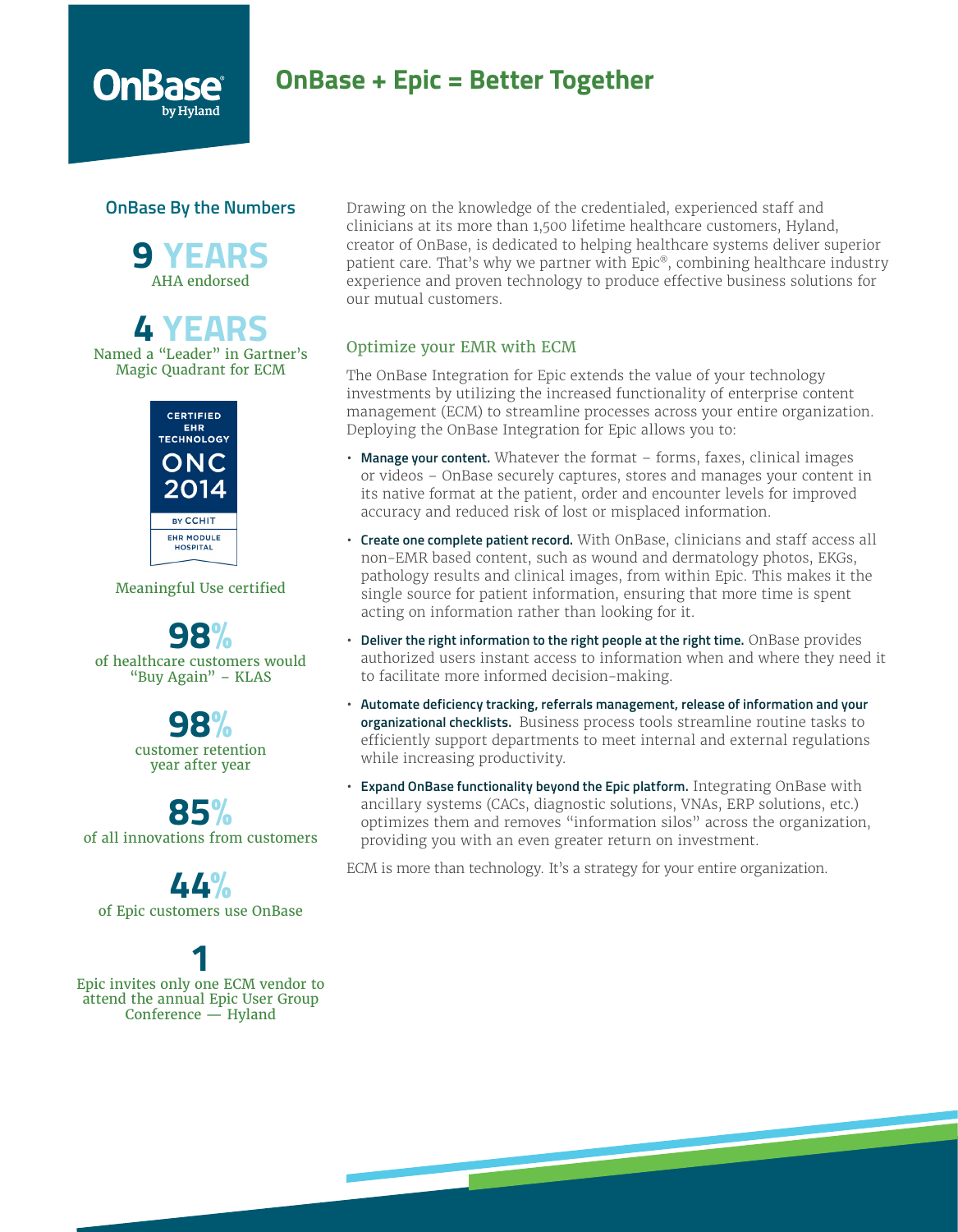OnBase by Hyland

# OnBase + Epic = Better Together

## OnBase By the Numbers

**9 YEARS**
AHA endorsed

**4 YEARS**
Named a "Leader" in Gartner's Magic Quadrant for ECM

CERTIFIED EHR TECHNOLOGY ONC 2014 BY CCHIT EHR MODULE HOSPITAL

Meaningful Use certified

**98%**
of healthcare customers would "Buy Again" – KLAS

**98%**
customer retention year after year

**85%**
of all innovations from customers

**44%**
of Epic customers use OnBase

**1**
Epic invites only one ECM vendor to attend the annual Epic User Group Conference — Hyland

Drawing on the knowledge of the credentialed, experienced staff and clinicians at its more than 1,500 lifetime healthcare customers, Hyland, creator of OnBase, is dedicated to helping healthcare systems deliver superior patient care. That's why we partner with Epic®, combining healthcare industry experience and proven technology to produce effective business solutions for our mutual customers.

## Optimize your EMR with ECM

The OnBase Integration for Epic extends the value of your technology investments by utilizing the increased functionality of enterprise content management (ECM) to streamline processes across your entire organization. Deploying the OnBase Integration for Epic allows you to:

- **Manage your content.** Whatever the format – forms, faxes, clinical images or videos – OnBase securely captures, stores and manages your content in its native format at the patient, order and encounter levels for improved accuracy and reduced risk of lost or misplaced information.
- **Create one complete patient record.** With OnBase, clinicians and staff access all non-EMR based content, such as wound and dermatology photos, EKGs, pathology results and clinical images, from within Epic. This makes it the single source for patient information, ensuring that more time is spent acting on information rather than looking for it.
- **Deliver the right information to the right people at the right time.** OnBase provides authorized users instant access to information when and where they need it to facilitate more informed decision-making.
- **Automate deficiency tracking, referrals management, release of information and your organizational checklists.** Business process tools streamline routine tasks to efficiently support departments to meet internal and external regulations while increasing productivity.
- **Expand OnBase functionality beyond the Epic platform.** Integrating OnBase with ancillary systems (CACs, diagnostic solutions, VNAs, ERP solutions, etc.) optimizes them and removes "information silos" across the organization, providing you with an even greater return on investment.

ECM is more than technology. It's a strategy for your entire organization.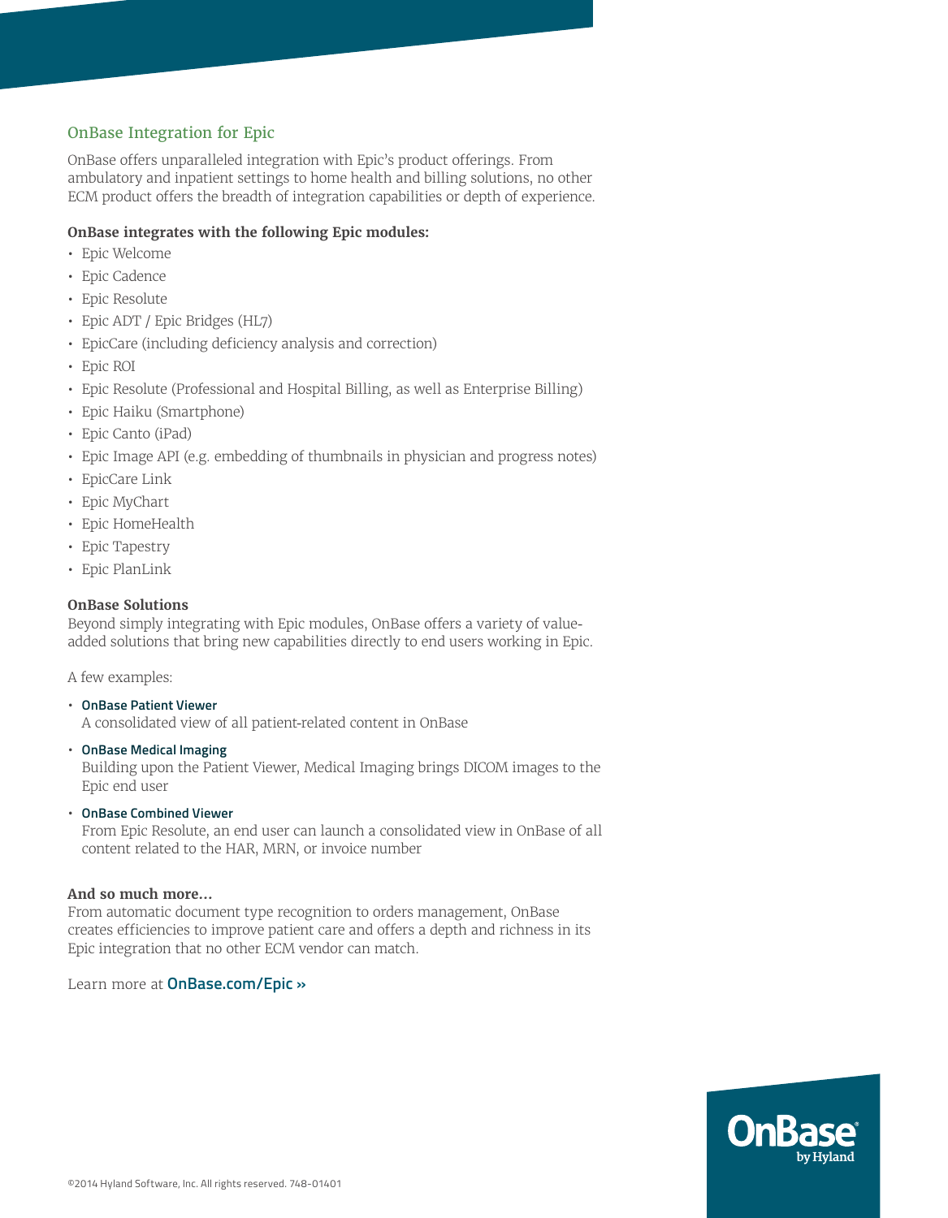## OnBase Integration for Epic

OnBase offers unparalleled integration with Epic's product offerings. From ambulatory and inpatient settings to home health and billing solutions, no other ECM product offers the breadth of integration capabilities or depth of experience.

**OnBase integrates with the following Epic modules:**

- Epic Welcome
- Epic Cadence
- Epic Resolute
- Epic ADT / Epic Bridges (HL7)
- EpicCare (including deficiency analysis and correction)
- Epic ROI
- Epic Resolute (Professional and Hospital Billing, as well as Enterprise Billing)
- Epic Haiku (Smartphone)
- Epic Canto (iPad)
- Epic Image API (e.g. embedding of thumbnails in physician and progress notes)
- EpicCare Link
- Epic MyChart
- Epic HomeHealth
- Epic Tapestry
- Epic PlanLink

**OnBase Solutions**

Beyond simply integrating with Epic modules, OnBase offers a variety of value-added solutions that bring new capabilities directly to end users working in Epic.

A few examples:

- **OnBase Patient Viewer**
  A consolidated view of all patient-related content in OnBase
- **OnBase Medical Imaging**
  Building upon the Patient Viewer, Medical Imaging brings DICOM images to the Epic end user
- **OnBase Combined Viewer**
  From Epic Resolute, an end user can launch a consolidated view in OnBase of all content related to the HAR, MRN, or invoice number

**And so much more...**

From automatic document type recognition to orders management, OnBase creates efficiencies to improve patient care and offers a depth and richness in its Epic integration that no other ECM vendor can match.

Learn more at **OnBase.com/Epic »**

OnBase by Hyland

©2014 Hyland Software, Inc. All rights reserved. 748-01401